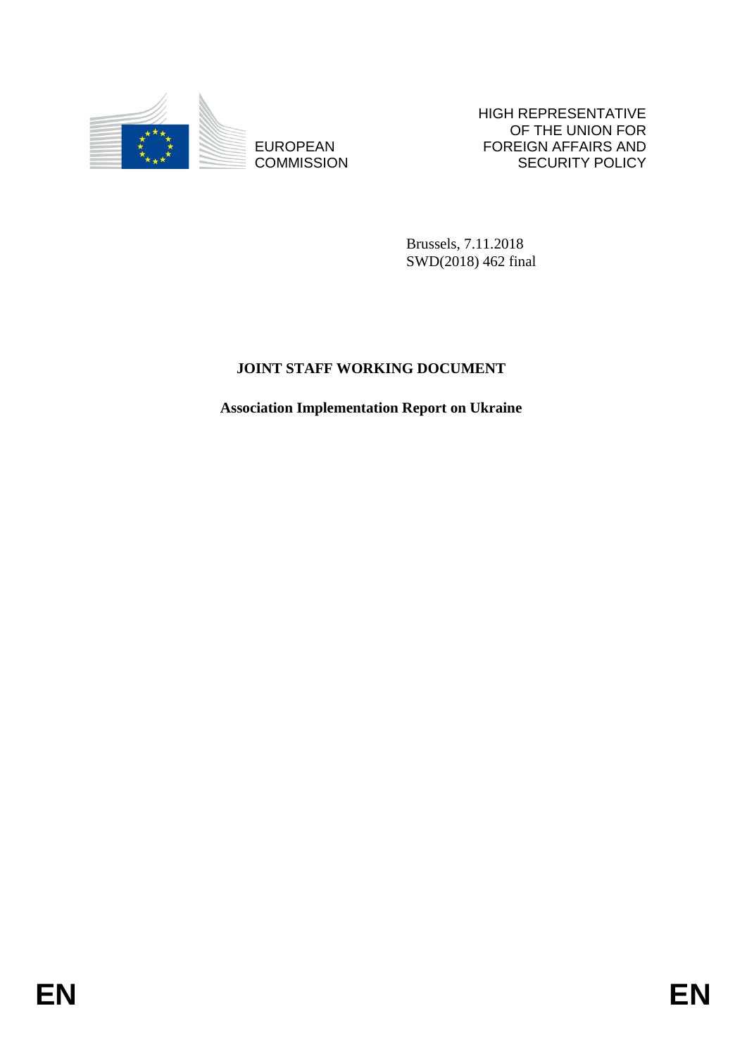EUROPEAN COMMISSION

HIGH REPRESENTATIVE OF THE UNION FOR FOREIGN AFFAIRS AND SECURITY POLICY

Brussels, 7.11.2018
SWD(2018) 462 final

# JOINT STAFF WORKING DOCUMENT

## Association Implementation Report on Ukraine

EN EN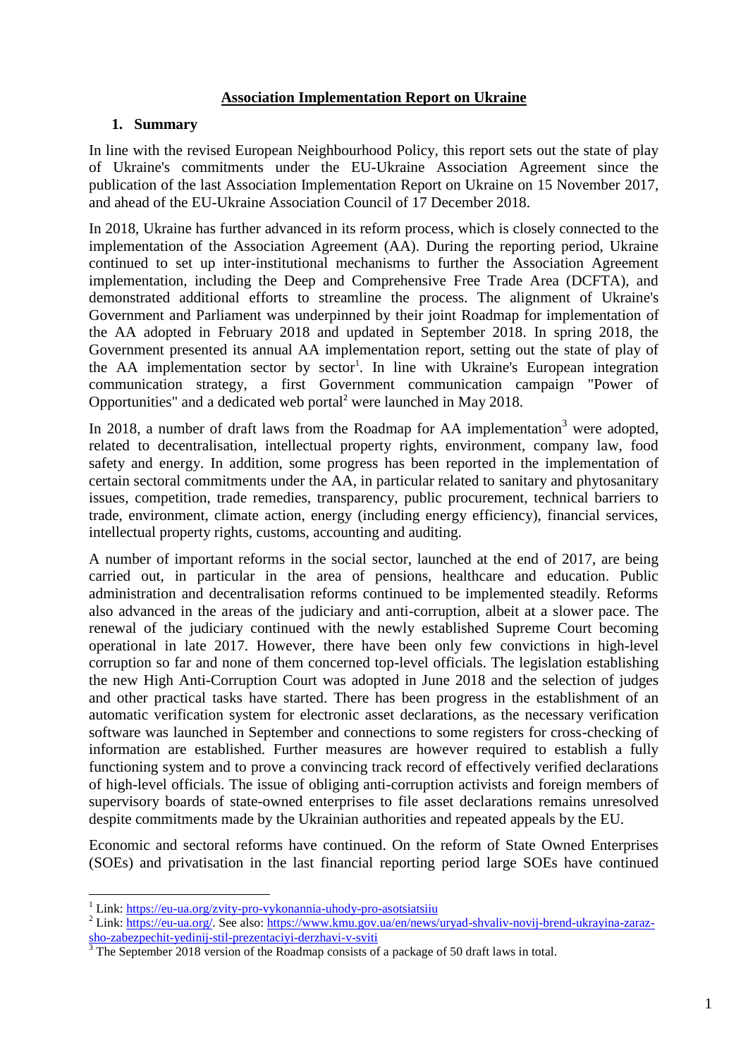# Association Implementation Report on Ukraine

## 1. Summary

In line with the revised European Neighbourhood Policy, this report sets out the state of play of Ukraine's commitments under the EU-Ukraine Association Agreement since the publication of the last Association Implementation Report on Ukraine on 15 November 2017, and ahead of the EU-Ukraine Association Council of 17 December 2018.

In 2018, Ukraine has further advanced in its reform process, which is closely connected to the implementation of the Association Agreement (AA). During the reporting period, Ukraine continued to set up inter-institutional mechanisms to further the Association Agreement implementation, including the Deep and Comprehensive Free Trade Area (DCFTA), and demonstrated additional efforts to streamline the process. The alignment of Ukraine's Government and Parliament was underpinned by their joint Roadmap for implementation of the AA adopted in February 2018 and updated in September 2018. In spring 2018, the Government presented its annual AA implementation report, setting out the state of play of the AA implementation sector by sector[1]. In line with Ukraine's European integration communication strategy, a first Government communication campaign "Power of Opportunities" and a dedicated web portal[2] were launched in May 2018.

In 2018, a number of draft laws from the Roadmap for AA implementation[3] were adopted, related to decentralisation, intellectual property rights, environment, company law, food safety and energy. In addition, some progress has been reported in the implementation of certain sectoral commitments under the AA, in particular related to sanitary and phytosanitary issues, competition, trade remedies, transparency, public procurement, technical barriers to trade, environment, climate action, energy (including energy efficiency), financial services, intellectual property rights, customs, accounting and auditing.

A number of important reforms in the social sector, launched at the end of 2017, are being carried out, in particular in the area of pensions, healthcare and education. Public administration and decentralisation reforms continued to be implemented steadily. Reforms also advanced in the areas of the judiciary and anti-corruption, albeit at a slower pace. The renewal of the judiciary continued with the newly established Supreme Court becoming operational in late 2017. However, there have been only few convictions in high-level corruption so far and none of them concerned top-level officials. The legislation establishing the new High Anti-Corruption Court was adopted in June 2018 and the selection of judges and other practical tasks have started. There has been progress in the establishment of an automatic verification system for electronic asset declarations, as the necessary verification software was launched in September and connections to some registers for cross-checking of information are established. Further measures are however required to establish a fully functioning system and to prove a convincing track record of effectively verified declarations of high-level officials. The issue of obliging anti-corruption activists and foreign members of supervisory boards of state-owned enterprises to file asset declarations remains unresolved despite commitments made by the Ukrainian authorities and repeated appeals by the EU.

Economic and sectoral reforms have continued. On the reform of State Owned Enterprises (SOEs) and privatisation in the last financial reporting period large SOEs have continued

---

[1] Link: https://eu-ua.org/zvity-pro-vykonannia-uhody-pro-asotsiatsiiu

[2] Link: https://eu-ua.org/. See also: https://www.kmu.gov.ua/en/news/uryad-shvaliv-novij-brend-ukrayina-zaraz-sho-zabezpechit-yedinij-stil-prezentaciyi-derzhavi-v-sviti

[3] The September 2018 version of the Roadmap consists of a package of 50 draft laws in total.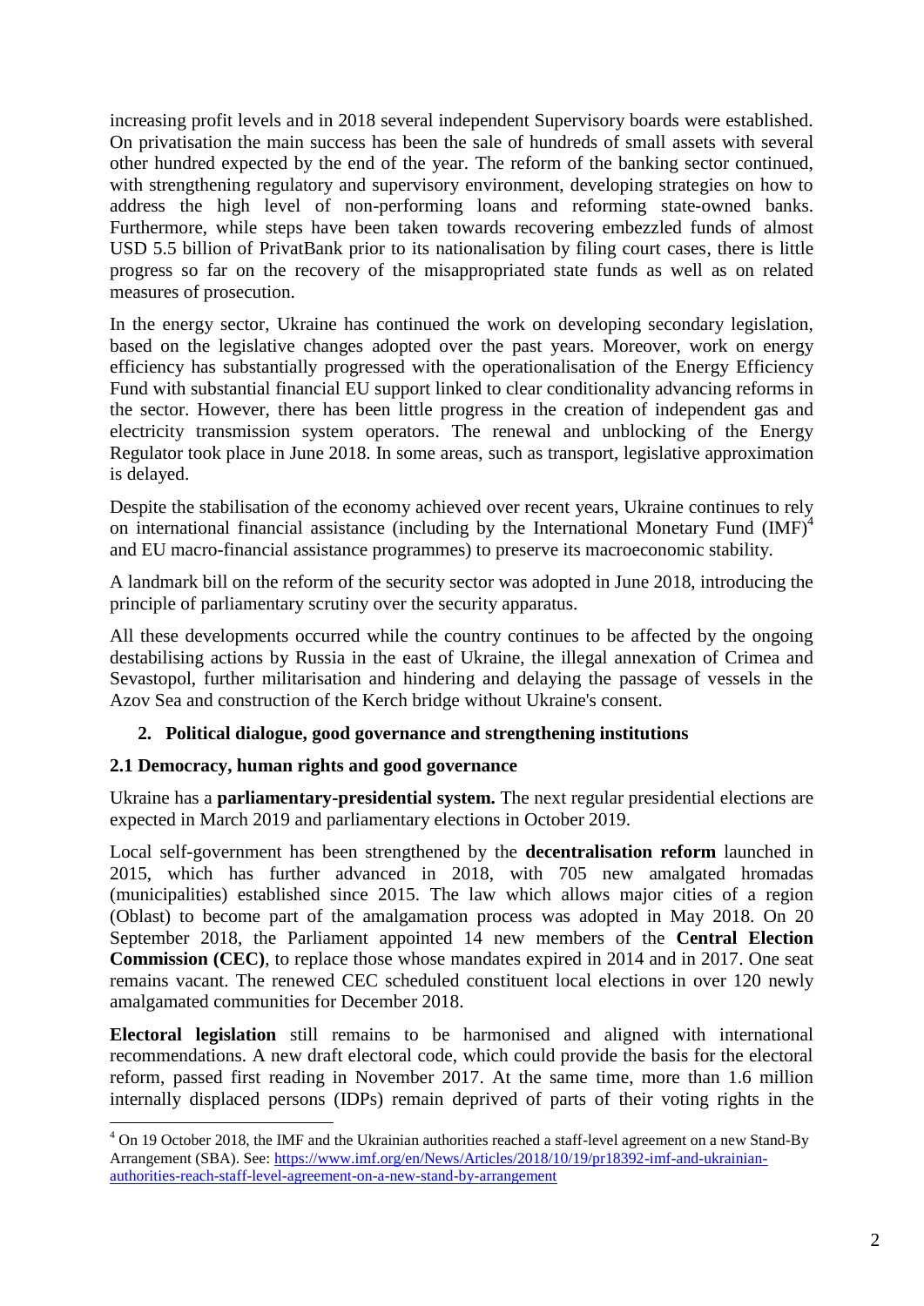increasing profit levels and in 2018 several independent Supervisory boards were established. On privatisation the main success has been the sale of hundreds of small assets with several other hundred expected by the end of the year. The reform of the banking sector continued, with strengthening regulatory and supervisory environment, developing strategies on how to address the high level of non-performing loans and reforming state-owned banks. Furthermore, while steps have been taken towards recovering embezzled funds of almost USD 5.5 billion of PrivatBank prior to its nationalisation by filing court cases, there is little progress so far on the recovery of the misappropriated state funds as well as on related measures of prosecution.

In the energy sector, Ukraine has continued the work on developing secondary legislation, based on the legislative changes adopted over the past years. Moreover, work on energy efficiency has substantially progressed with the operationalisation of the Energy Efficiency Fund with substantial financial EU support linked to clear conditionality advancing reforms in the sector. However, there has been little progress in the creation of independent gas and electricity transmission system operators. The renewal and unblocking of the Energy Regulator took place in June 2018. In some areas, such as transport, legislative approximation is delayed.

Despite the stabilisation of the economy achieved over recent years, Ukraine continues to rely on international financial assistance (including by the International Monetary Fund (IMF)[4] and EU macro-financial assistance programmes) to preserve its macroeconomic stability.

A landmark bill on the reform of the security sector was adopted in June 2018, introducing the principle of parliamentary scrutiny over the security apparatus.

All these developments occurred while the country continues to be affected by the ongoing destabilising actions by Russia in the east of Ukraine, the illegal annexation of Crimea and Sevastopol, further militarisation and hindering and delaying the passage of vessels in the Azov Sea and construction of the Kerch bridge without Ukraine's consent.

## 2. Political dialogue, good governance and strengthening institutions

### 2.1 Democracy, human rights and good governance

Ukraine has a **parliamentary-presidential system.** The next regular presidential elections are expected in March 2019 and parliamentary elections in October 2019.

Local self-government has been strengthened by the **decentralisation reform** launched in 2015, which has further advanced in 2018, with 705 new amalgated hromadas (municipalities) established since 2015. The law which allows major cities of a region (Oblast) to become part of the amalgamation process was adopted in May 2018. On 20 September 2018, the Parliament appointed 14 new members of the **Central Election Commission (CEC)**, to replace those whose mandates expired in 2014 and in 2017. One seat remains vacant. The renewed CEC scheduled constituent local elections in over 120 newly amalgamated communities for December 2018.

**Electoral legislation** still remains to be harmonised and aligned with international recommendations. A new draft electoral code, which could provide the basis for the electoral reform, passed first reading in November 2017. At the same time, more than 1.6 million internally displaced persons (IDPs) remain deprived of parts of their voting rights in the

---

[4] On 19 October 2018, the IMF and the Ukrainian authorities reached a staff-level agreement on a new Stand-By Arrangement (SBA). See: [https://www.imf.org/en/News/Articles/2018/10/19/pr18392-imf-and-ukrainian-authorities-reach-staff-level-agreement-on-a-new-stand-by-arrangement](https://www.imf.org/en/News/Articles/2018/10/19/pr18392-imf-and-ukrainian-authorities-reach-staff-level-agreement-on-a-new-stand-by-arrangement)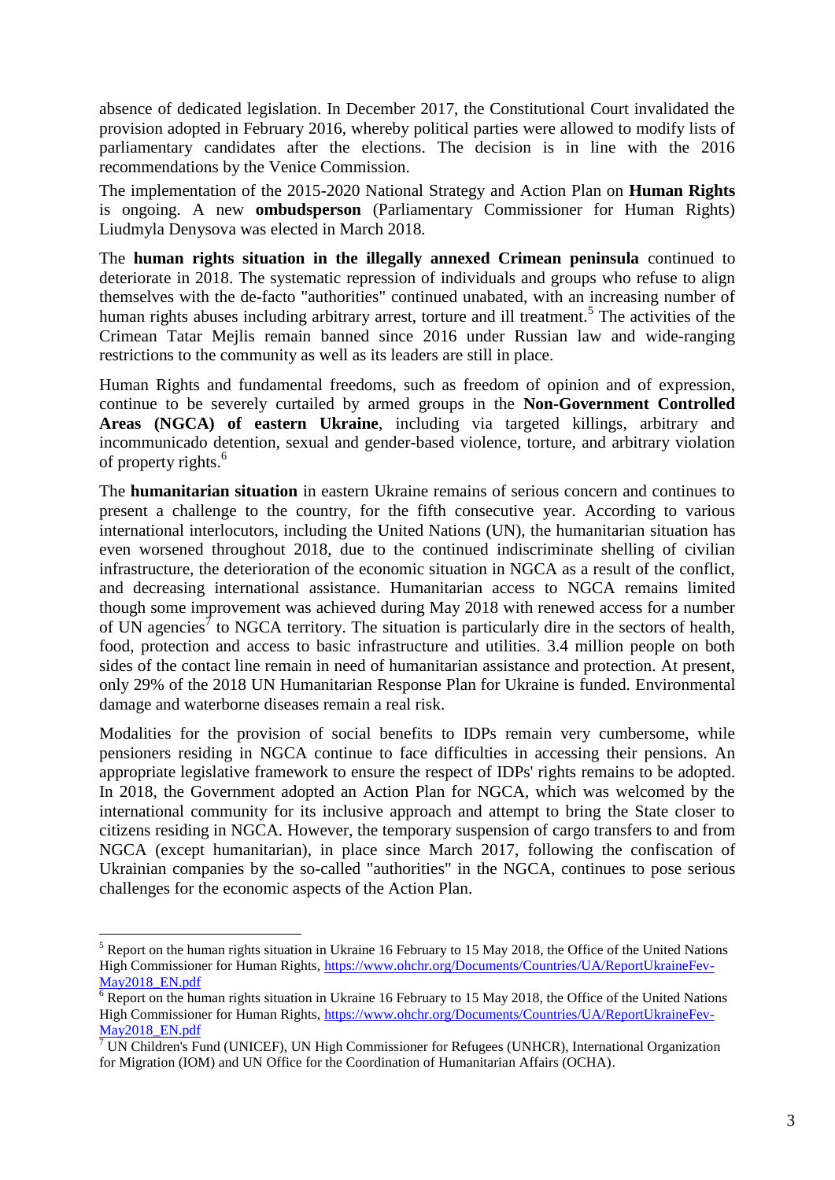absence of dedicated legislation. In December 2017, the Constitutional Court invalidated the provision adopted in February 2016, whereby political parties were allowed to modify lists of parliamentary candidates after the elections. The decision is in line with the 2016 recommendations by the Venice Commission.

The implementation of the 2015-2020 National Strategy and Action Plan on **Human Rights** is ongoing. A new **ombudsperson** (Parliamentary Commissioner for Human Rights) Liudmyla Denysova was elected in March 2018.

The **human rights situation in the illegally annexed Crimean peninsula** continued to deteriorate in 2018. The systematic repression of individuals and groups who refuse to align themselves with the de-facto "authorities" continued unabated, with an increasing number of human rights abuses including arbitrary arrest, torture and ill treatment.[5] The activities of the Crimean Tatar Mejlis remain banned since 2016 under Russian law and wide-ranging restrictions to the community as well as its leaders are still in place.

Human Rights and fundamental freedoms, such as freedom of opinion and of expression, continue to be severely curtailed by armed groups in the **Non-Government Controlled Areas (NGCA) of eastern Ukraine**, including via targeted killings, arbitrary and incommunicado detention, sexual and gender-based violence, torture, and arbitrary violation of property rights.[6]

The **humanitarian situation** in eastern Ukraine remains of serious concern and continues to present a challenge to the country, for the fifth consecutive year. According to various international interlocutors, including the United Nations (UN), the humanitarian situation has even worsened throughout 2018, due to the continued indiscriminate shelling of civilian infrastructure, the deterioration of the economic situation in NGCA as a result of the conflict, and decreasing international assistance. Humanitarian access to NGCA remains limited though some improvement was achieved during May 2018 with renewed access for a number of UN agencies[7] to NGCA territory. The situation is particularly dire in the sectors of health, food, protection and access to basic infrastructure and utilities. 3.4 million people on both sides of the contact line remain in need of humanitarian assistance and protection. At present, only 29% of the 2018 UN Humanitarian Response Plan for Ukraine is funded. Environmental damage and waterborne diseases remain a real risk.

Modalities for the provision of social benefits to IDPs remain very cumbersome, while pensioners residing in NGCA continue to face difficulties in accessing their pensions. An appropriate legislative framework to ensure the respect of IDPs' rights remains to be adopted. In 2018, the Government adopted an Action Plan for NGCA, which was welcomed by the international community for its inclusive approach and attempt to bring the State closer to citizens residing in NGCA. However, the temporary suspension of cargo transfers to and from NGCA (except humanitarian), in place since March 2017, following the confiscation of Ukrainian companies by the so-called "authorities" in the NGCA, continues to pose serious challenges for the economic aspects of the Action Plan.

---

[5] Report on the human rights situation in Ukraine 16 February to 15 May 2018, the Office of the United Nations High Commissioner for Human Rights, https://www.ohchr.org/Documents/Countries/UA/ReportUkraineFev-May2018_EN.pdf

[6] Report on the human rights situation in Ukraine 16 February to 15 May 2018, the Office of the United Nations High Commissioner for Human Rights, https://www.ohchr.org/Documents/Countries/UA/ReportUkraineFev-May2018_EN.pdf

[7] UN Children's Fund (UNICEF), UN High Commissioner for Refugees (UNHCR), International Organization for Migration (IOM) and UN Office for the Coordination of Humanitarian Affairs (OCHA).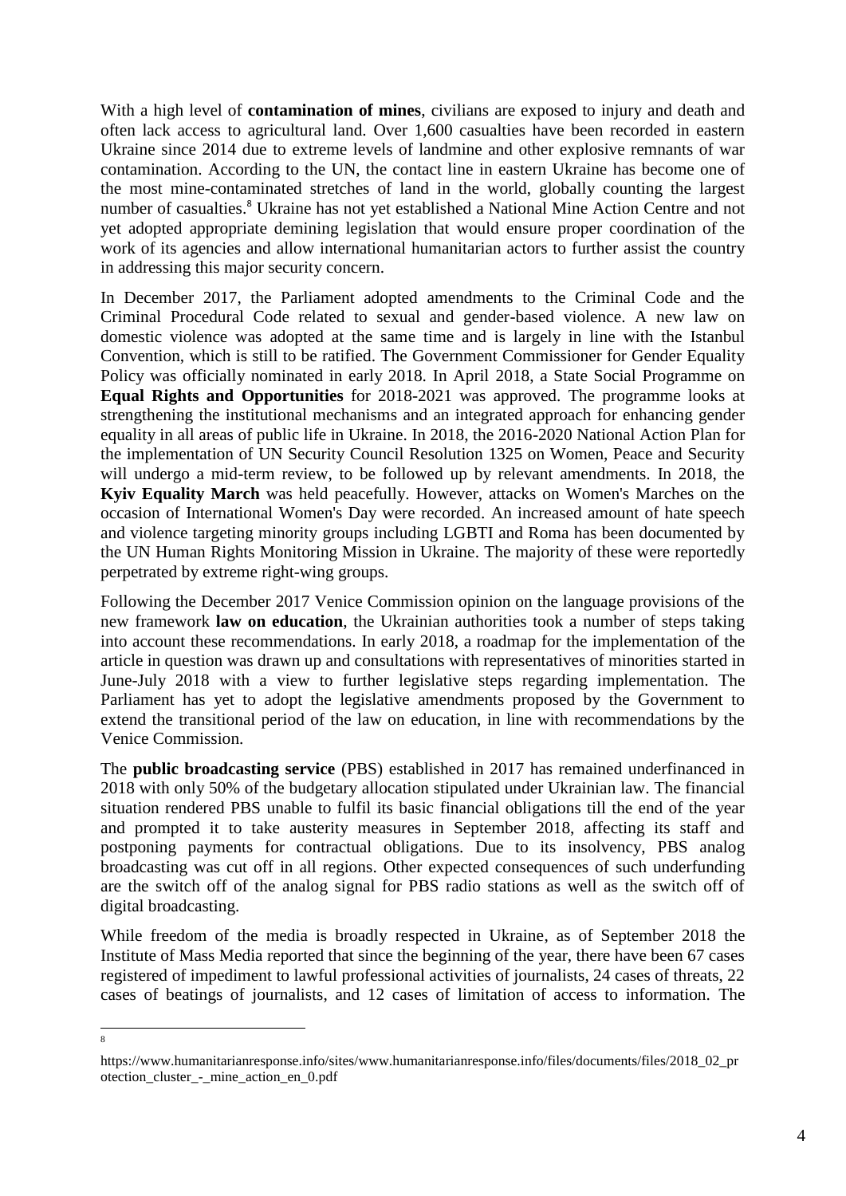With a high level of **contamination of mines**, civilians are exposed to injury and death and often lack access to agricultural land. Over 1,600 casualties have been recorded in eastern Ukraine since 2014 due to extreme levels of landmine and other explosive remnants of war contamination. According to the UN, the contact line in eastern Ukraine has become one of the most mine-contaminated stretches of land in the world, globally counting the largest number of casualties.[8] Ukraine has not yet established a National Mine Action Centre and not yet adopted appropriate demining legislation that would ensure proper coordination of the work of its agencies and allow international humanitarian actors to further assist the country in addressing this major security concern.

In December 2017, the Parliament adopted amendments to the Criminal Code and the Criminal Procedural Code related to sexual and gender-based violence. A new law on domestic violence was adopted at the same time and is largely in line with the Istanbul Convention, which is still to be ratified. The Government Commissioner for Gender Equality Policy was officially nominated in early 2018. In April 2018, a State Social Programme on **Equal Rights and Opportunities** for 2018-2021 was approved. The programme looks at strengthening the institutional mechanisms and an integrated approach for enhancing gender equality in all areas of public life in Ukraine. In 2018, the 2016-2020 National Action Plan for the implementation of UN Security Council Resolution 1325 on Women, Peace and Security will undergo a mid-term review, to be followed up by relevant amendments. In 2018, the **Kyiv Equality March** was held peacefully. However, attacks on Women's Marches on the occasion of International Women's Day were recorded. An increased amount of hate speech and violence targeting minority groups including LGBTI and Roma has been documented by the UN Human Rights Monitoring Mission in Ukraine. The majority of these were reportedly perpetrated by extreme right-wing groups.

Following the December 2017 Venice Commission opinion on the language provisions of the new framework **law on education**, the Ukrainian authorities took a number of steps taking into account these recommendations. In early 2018, a roadmap for the implementation of the article in question was drawn up and consultations with representatives of minorities started in June-July 2018 with a view to further legislative steps regarding implementation. The Parliament has yet to adopt the legislative amendments proposed by the Government to extend the transitional period of the law on education, in line with recommendations by the Venice Commission.

The **public broadcasting service** (PBS) established in 2017 has remained underfinanced in 2018 with only 50% of the budgetary allocation stipulated under Ukrainian law. The financial situation rendered PBS unable to fulfil its basic financial obligations till the end of the year and prompted it to take austerity measures in September 2018, affecting its staff and postponing payments for contractual obligations. Due to its insolvency, PBS analog broadcasting was cut off in all regions. Other expected consequences of such underfunding are the switch off of the analog signal for PBS radio stations as well as the switch off of digital broadcasting.

While freedom of the media is broadly respected in Ukraine, as of September 2018 the Institute of Mass Media reported that since the beginning of the year, there have been 67 cases registered of impediment to lawful professional activities of journalists, 24 cases of threats, 22 cases of beatings of journalists, and 12 cases of limitation of access to information. The

---

[8] https://www.humanitarianresponse.info/sites/www.humanitarianresponse.info/files/documents/files/2018_02_protection_cluster_-_mine_action_en_0.pdf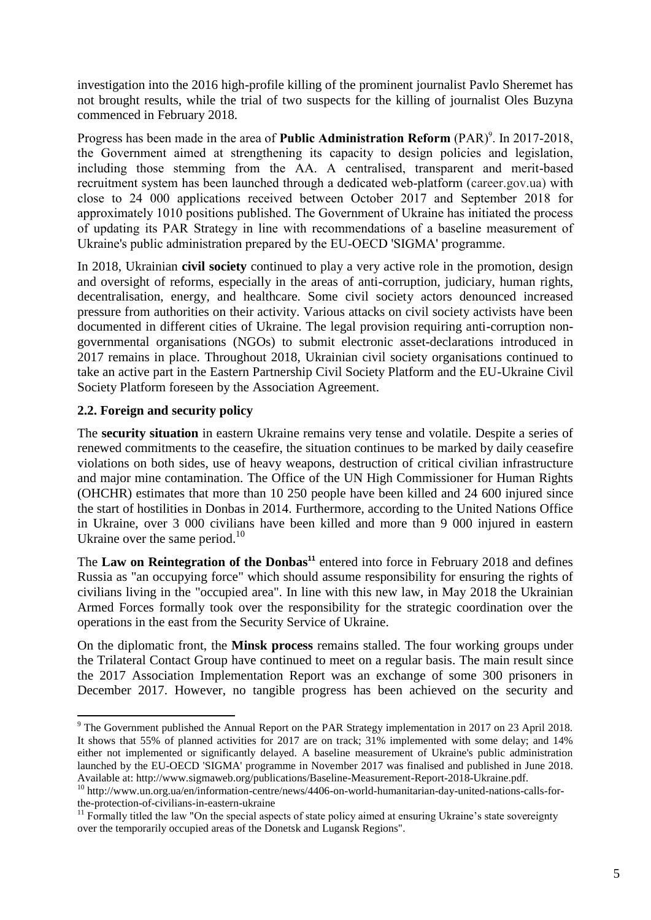investigation into the 2016 high-profile killing of the prominent journalist Pavlo Sheremet has not brought results, while the trial of two suspects for the killing of journalist Oles Buzyna commenced in February 2018.

Progress has been made in the area of **Public Administration Reform** (PAR)[9]. In 2017-2018, the Government aimed at strengthening its capacity to design policies and legislation, including those stemming from the AA. A centralised, transparent and merit-based recruitment system has been launched through a dedicated web-platform (career.gov.ua) with close to 24 000 applications received between October 2017 and September 2018 for approximately 1010 positions published. The Government of Ukraine has initiated the process of updating its PAR Strategy in line with recommendations of a baseline measurement of Ukraine's public administration prepared by the EU-OECD 'SIGMA' programme.

In 2018, Ukrainian **civil society** continued to play a very active role in the promotion, design and oversight of reforms, especially in the areas of anti-corruption, judiciary, human rights, decentralisation, energy, and healthcare. Some civil society actors denounced increased pressure from authorities on their activity. Various attacks on civil society activists have been documented in different cities of Ukraine. The legal provision requiring anti-corruption non-governmental organisations (NGOs) to submit electronic asset-declarations introduced in 2017 remains in place. Throughout 2018, Ukrainian civil society organisations continued to take an active part in the Eastern Partnership Civil Society Platform and the EU-Ukraine Civil Society Platform foreseen by the Association Agreement.

### 2.2. Foreign and security policy

The **security situation** in eastern Ukraine remains very tense and volatile. Despite a series of renewed commitments to the ceasefire, the situation continues to be marked by daily ceasefire violations on both sides, use of heavy weapons, destruction of critical civilian infrastructure and major mine contamination. The Office of the UN High Commissioner for Human Rights (OHCHR) estimates that more than 10 250 people have been killed and 24 600 injured since the start of hostilities in Donbas in 2014. Furthermore, according to the United Nations Office in Ukraine, over 3 000 civilians have been killed and more than 9 000 injured in eastern Ukraine over the same period.[10]

The **Law on Reintegration of the Donbas**[11] entered into force in February 2018 and defines Russia as "an occupying force" which should assume responsibility for ensuring the rights of civilians living in the "occupied area". In line with this new law, in May 2018 the Ukrainian Armed Forces formally took over the responsibility for the strategic coordination over the operations in the east from the Security Service of Ukraine.

On the diplomatic front, the **Minsk process** remains stalled. The four working groups under the Trilateral Contact Group have continued to meet on a regular basis. The main result since the 2017 Association Implementation Report was an exchange of some 300 prisoners in December 2017. However, no tangible progress has been achieved on the security and

---

[9] The Government published the Annual Report on the PAR Strategy implementation in 2017 on 23 April 2018. It shows that 55% of planned activities for 2017 are on track; 31% implemented with some delay; and 14% either not implemented or significantly delayed. A baseline measurement of Ukraine's public administration launched by the EU-OECD 'SIGMA' programme in November 2017 was finalised and published in June 2018. Available at: http://www.sigmaweb.org/publications/Baseline-Measurement-Report-2018-Ukraine.pdf.

[10] http://www.un.org.ua/en/information-centre/news/4406-on-world-humanitarian-day-united-nations-calls-for-the-protection-of-civilians-in-eastern-ukraine

[11] Formally titled the law "On the special aspects of state policy aimed at ensuring Ukraine's state sovereignty over the temporarily occupied areas of the Donetsk and Lugansk Regions".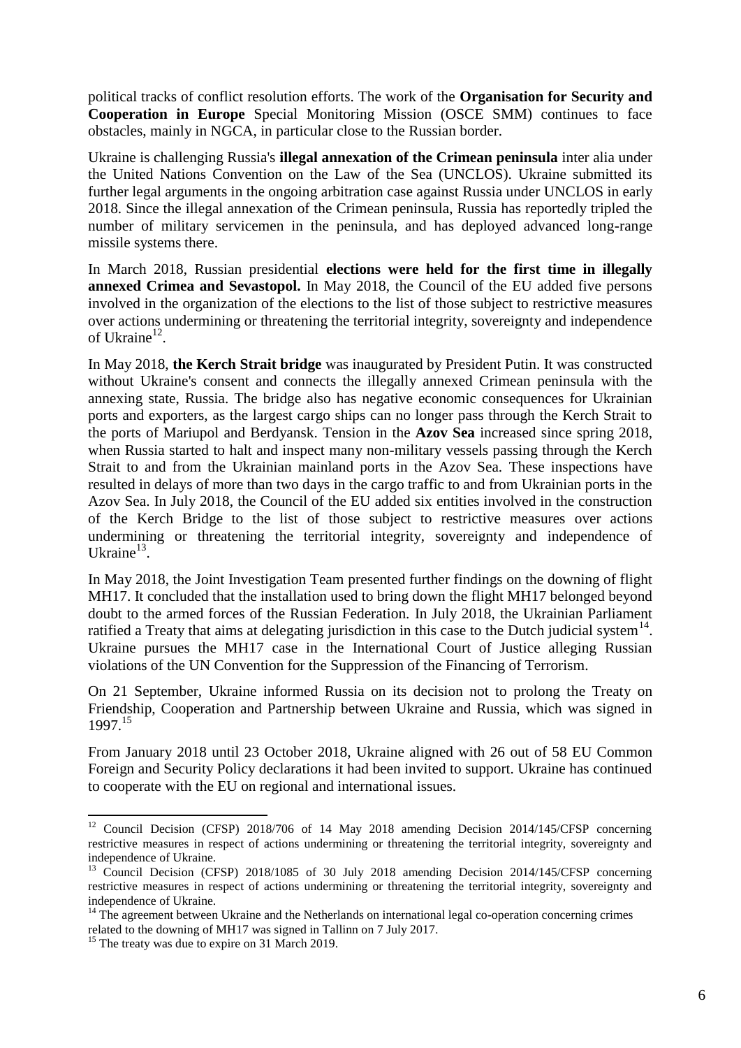political tracks of conflict resolution efforts. The work of the **Organisation for Security and Cooperation in Europe** Special Monitoring Mission (OSCE SMM) continues to face obstacles, mainly in NGCA, in particular close to the Russian border.

Ukraine is challenging Russia's **illegal annexation of the Crimean peninsula** inter alia under the United Nations Convention on the Law of the Sea (UNCLOS). Ukraine submitted its further legal arguments in the ongoing arbitration case against Russia under UNCLOS in early 2018. Since the illegal annexation of the Crimean peninsula, Russia has reportedly tripled the number of military servicemen in the peninsula, and has deployed advanced long-range missile systems there.

In March 2018, Russian presidential **elections were held for the first time in illegally annexed Crimea and Sevastopol.** In May 2018, the Council of the EU added five persons involved in the organization of the elections to the list of those subject to restrictive measures over actions undermining or threatening the territorial integrity, sovereignty and independence of Ukraine[12].

In May 2018, **the Kerch Strait bridge** was inaugurated by President Putin. It was constructed without Ukraine's consent and connects the illegally annexed Crimean peninsula with the annexing state, Russia. The bridge also has negative economic consequences for Ukrainian ports and exporters, as the largest cargo ships can no longer pass through the Kerch Strait to the ports of Mariupol and Berdyansk. Tension in the **Azov Sea** increased since spring 2018, when Russia started to halt and inspect many non-military vessels passing through the Kerch Strait to and from the Ukrainian mainland ports in the Azov Sea. These inspections have resulted in delays of more than two days in the cargo traffic to and from Ukrainian ports in the Azov Sea. In July 2018, the Council of the EU added six entities involved in the construction of the Kerch Bridge to the list of those subject to restrictive measures over actions undermining or threatening the territorial integrity, sovereignty and independence of Ukraine[13].

In May 2018, the Joint Investigation Team presented further findings on the downing of flight MH17. It concluded that the installation used to bring down the flight MH17 belonged beyond doubt to the armed forces of the Russian Federation. In July 2018, the Ukrainian Parliament ratified a Treaty that aims at delegating jurisdiction in this case to the Dutch judicial system[14]. Ukraine pursues the MH17 case in the International Court of Justice alleging Russian violations of the UN Convention for the Suppression of the Financing of Terrorism.

On 21 September, Ukraine informed Russia on its decision not to prolong the Treaty on Friendship, Cooperation and Partnership between Ukraine and Russia, which was signed in 1997.[15]

From January 2018 until 23 October 2018, Ukraine aligned with 26 out of 58 EU Common Foreign and Security Policy declarations it had been invited to support. Ukraine has continued to cooperate with the EU on regional and international issues.

---

[12] Council Decision (CFSP) 2018/706 of 14 May 2018 amending Decision 2014/145/CFSP concerning restrictive measures in respect of actions undermining or threatening the territorial integrity, sovereignty and independence of Ukraine.

[13] Council Decision (CFSP) 2018/1085 of 30 July 2018 amending Decision 2014/145/CFSP concerning restrictive measures in respect of actions undermining or threatening the territorial integrity, sovereignty and independence of Ukraine.

[14] The agreement between Ukraine and the Netherlands on international legal co-operation concerning crimes related to the downing of MH17 was signed in Tallinn on 7 July 2017.

[15] The treaty was due to expire on 31 March 2019.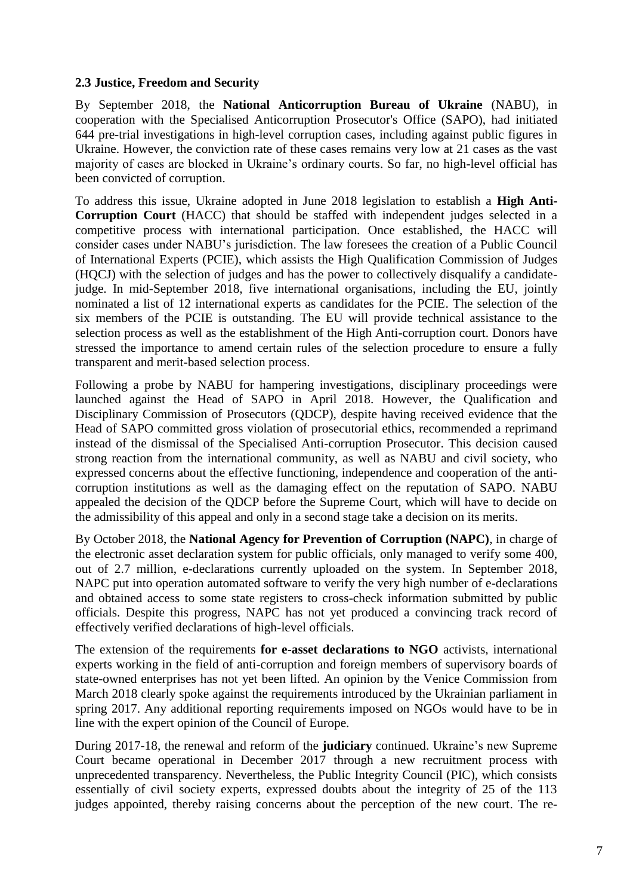### 2.3 Justice, Freedom and Security

By September 2018, the **National Anticorruption Bureau of Ukraine** (NABU), in cooperation with the Specialised Anticorruption Prosecutor's Office (SAPO), had initiated 644 pre-trial investigations in high-level corruption cases, including against public figures in Ukraine. However, the conviction rate of these cases remains very low at 21 cases as the vast majority of cases are blocked in Ukraine's ordinary courts. So far, no high-level official has been convicted of corruption.

To address this issue, Ukraine adopted in June 2018 legislation to establish a **High Anti-Corruption Court** (HACC) that should be staffed with independent judges selected in a competitive process with international participation. Once established, the HACC will consider cases under NABU's jurisdiction. The law foresees the creation of a Public Council of International Experts (PCIE), which assists the High Qualification Commission of Judges (HQCJ) with the selection of judges and has the power to collectively disqualify a candidate-judge. In mid-September 2018, five international organisations, including the EU, jointly nominated a list of 12 international experts as candidates for the PCIE. The selection of the six members of the PCIE is outstanding. The EU will provide technical assistance to the selection process as well as the establishment of the High Anti-corruption court. Donors have stressed the importance to amend certain rules of the selection procedure to ensure a fully transparent and merit-based selection process.

Following a probe by NABU for hampering investigations, disciplinary proceedings were launched against the Head of SAPO in April 2018. However, the Qualification and Disciplinary Commission of Prosecutors (QDCP), despite having received evidence that the Head of SAPO committed gross violation of prosecutorial ethics, recommended a reprimand instead of the dismissal of the Specialised Anti-corruption Prosecutor. This decision caused strong reaction from the international community, as well as NABU and civil society, who expressed concerns about the effective functioning, independence and cooperation of the anti-corruption institutions as well as the damaging effect on the reputation of SAPO. NABU appealed the decision of the QDCP before the Supreme Court, which will have to decide on the admissibility of this appeal and only in a second stage take a decision on its merits.

By October 2018, the **National Agency for Prevention of Corruption (NAPC)**, in charge of the electronic asset declaration system for public officials, only managed to verify some 400, out of 2.7 million, e-declarations currently uploaded on the system. In September 2018, NAPC put into operation automated software to verify the very high number of e-declarations and obtained access to some state registers to cross-check information submitted by public officials. Despite this progress, NAPC has not yet produced a convincing track record of effectively verified declarations of high-level officials.

The extension of the requirements **for e-asset declarations to NGO** activists, international experts working in the field of anti-corruption and foreign members of supervisory boards of state-owned enterprises has not yet been lifted. An opinion by the Venice Commission from March 2018 clearly spoke against the requirements introduced by the Ukrainian parliament in spring 2017. Any additional reporting requirements imposed on NGOs would have to be in line with the expert opinion of the Council of Europe.

During 2017-18, the renewal and reform of the **judiciary** continued. Ukraine's new Supreme Court became operational in December 2017 through a new recruitment process with unprecedented transparency. Nevertheless, the Public Integrity Council (PIC), which consists essentially of civil society experts, expressed doubts about the integrity of 25 of the 113 judges appointed, thereby raising concerns about the perception of the new court. The re-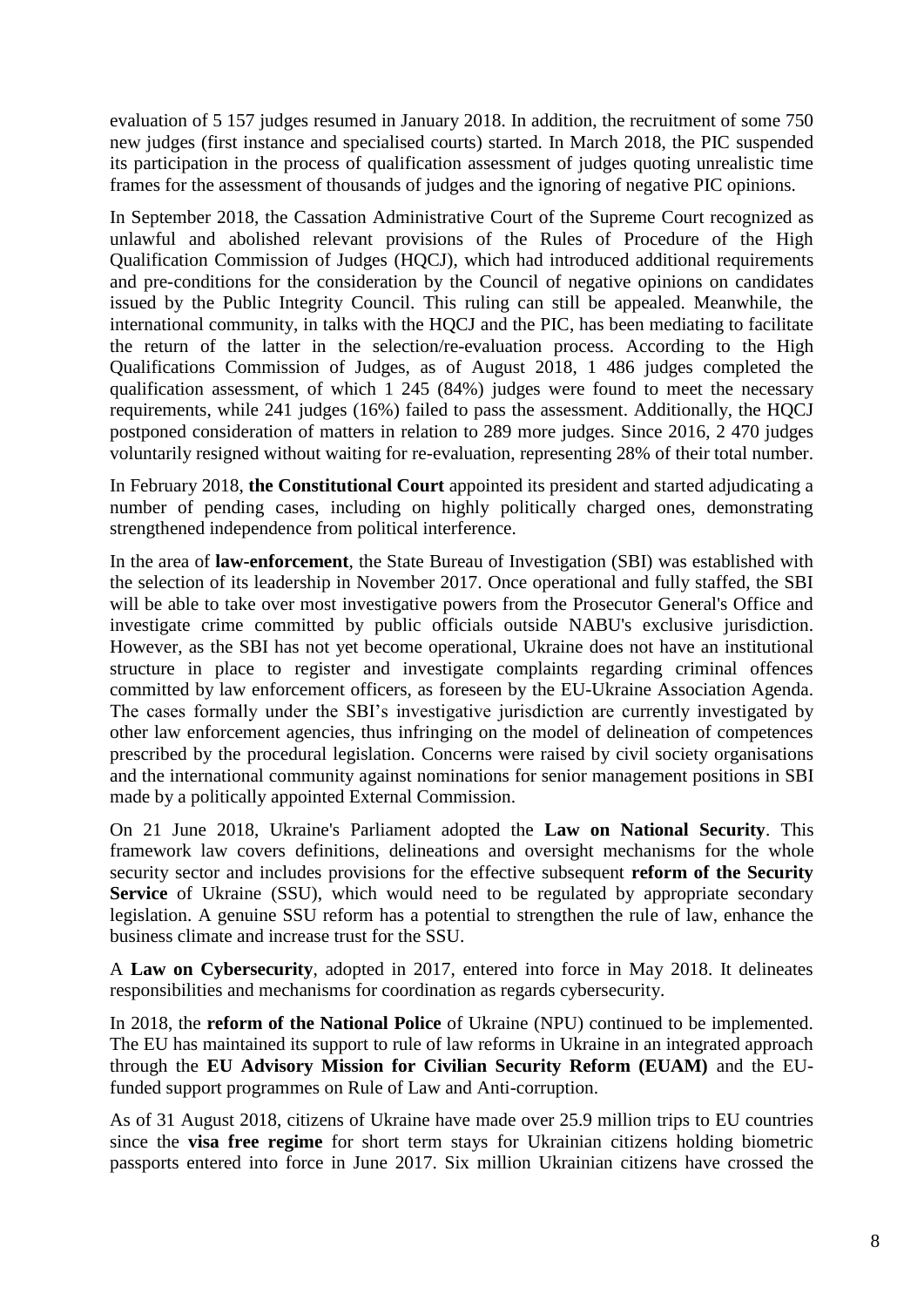evaluation of 5 157 judges resumed in January 2018. In addition, the recruitment of some 750 new judges (first instance and specialised courts) started. In March 2018, the PIC suspended its participation in the process of qualification assessment of judges quoting unrealistic time frames for the assessment of thousands of judges and the ignoring of negative PIC opinions.

In September 2018, the Cassation Administrative Court of the Supreme Court recognized as unlawful and abolished relevant provisions of the Rules of Procedure of the High Qualification Commission of Judges (HQCJ), which had introduced additional requirements and pre-conditions for the consideration by the Council of negative opinions on candidates issued by the Public Integrity Council. This ruling can still be appealed. Meanwhile, the international community, in talks with the HQCJ and the PIC, has been mediating to facilitate the return of the latter in the selection/re-evaluation process. According to the High Qualifications Commission of Judges, as of August 2018, 1 486 judges completed the qualification assessment, of which 1 245 (84%) judges were found to meet the necessary requirements, while 241 judges (16%) failed to pass the assessment. Additionally, the HQCJ postponed consideration of matters in relation to 289 more judges. Since 2016, 2 470 judges voluntarily resigned without waiting for re-evaluation, representing 28% of their total number.

In February 2018, **the Constitutional Court** appointed its president and started adjudicating a number of pending cases, including on highly politically charged ones, demonstrating strengthened independence from political interference.

In the area of **law-enforcement**, the State Bureau of Investigation (SBI) was established with the selection of its leadership in November 2017. Once operational and fully staffed, the SBI will be able to take over most investigative powers from the Prosecutor General's Office and investigate crime committed by public officials outside NABU's exclusive jurisdiction. However, as the SBI has not yet become operational, Ukraine does not have an institutional structure in place to register and investigate complaints regarding criminal offences committed by law enforcement officers, as foreseen by the EU-Ukraine Association Agenda. The cases formally under the SBI's investigative jurisdiction are currently investigated by other law enforcement agencies, thus infringing on the model of delineation of competences prescribed by the procedural legislation. Concerns were raised by civil society organisations and the international community against nominations for senior management positions in SBI made by a politically appointed External Commission.

On 21 June 2018, Ukraine's Parliament adopted the **Law on National Security**. This framework law covers definitions, delineations and oversight mechanisms for the whole security sector and includes provisions for the effective subsequent **reform of the Security Service** of Ukraine (SSU), which would need to be regulated by appropriate secondary legislation. A genuine SSU reform has a potential to strengthen the rule of law, enhance the business climate and increase trust for the SSU.

A **Law on Cybersecurity**, adopted in 2017, entered into force in May 2018. It delineates responsibilities and mechanisms for coordination as regards cybersecurity.

In 2018, the **reform of the National Police** of Ukraine (NPU) continued to be implemented. The EU has maintained its support to rule of law reforms in Ukraine in an integrated approach through the **EU Advisory Mission for Civilian Security Reform (EUAM)** and the EU-funded support programmes on Rule of Law and Anti-corruption.

As of 31 August 2018, citizens of Ukraine have made over 25.9 million trips to EU countries since the **visa free regime** for short term stays for Ukrainian citizens holding biometric passports entered into force in June 2017. Six million Ukrainian citizens have crossed the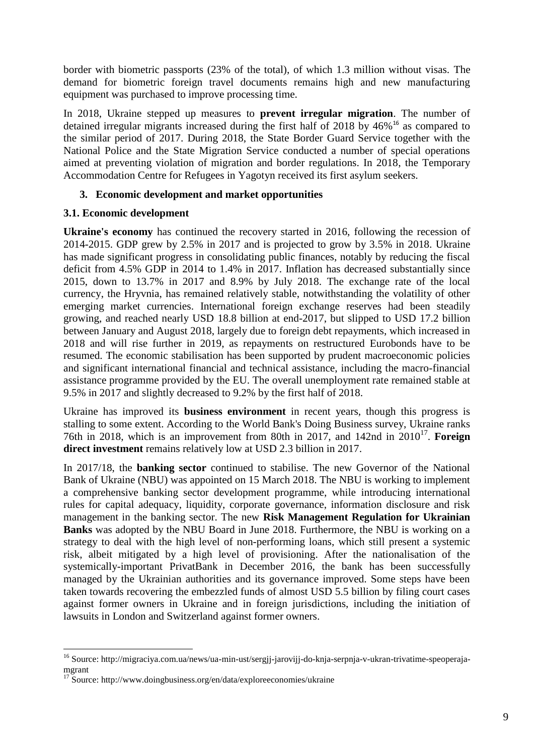border with biometric passports (23% of the total), of which 1.3 million without visas. The demand for biometric foreign travel documents remains high and new manufacturing equipment was purchased to improve processing time.

In 2018, Ukraine stepped up measures to **prevent irregular migration**. The number of detained irregular migrants increased during the first half of 2018 by 46%[16] as compared to the similar period of 2017. During 2018, the State Border Guard Service together with the National Police and the State Migration Service conducted a number of special operations aimed at preventing violation of migration and border regulations. In 2018, the Temporary Accommodation Centre for Refugees in Yagotyn received its first asylum seekers.

## 3. Economic development and market opportunities

### 3.1. Economic development

**Ukraine's economy** has continued the recovery started in 2016, following the recession of 2014-2015. GDP grew by 2.5% in 2017 and is projected to grow by 3.5% in 2018. Ukraine has made significant progress in consolidating public finances, notably by reducing the fiscal deficit from 4.5% GDP in 2014 to 1.4% in 2017. Inflation has decreased substantially since 2015, down to 13.7% in 2017 and 8.9% by July 2018. The exchange rate of the local currency, the Hryvnia, has remained relatively stable, notwithstanding the volatility of other emerging market currencies. International foreign exchange reserves had been steadily growing, and reached nearly USD 18.8 billion at end-2017, but slipped to USD 17.2 billion between January and August 2018, largely due to foreign debt repayments, which increased in 2018 and will rise further in 2019, as repayments on restructured Eurobonds have to be resumed. The economic stabilisation has been supported by prudent macroeconomic policies and significant international financial and technical assistance, including the macro-financial assistance programme provided by the EU. The overall unemployment rate remained stable at 9.5% in 2017 and slightly decreased to 9.2% by the first half of 2018.

Ukraine has improved its **business environment** in recent years, though this progress is stalling to some extent. According to the World Bank's Doing Business survey, Ukraine ranks 76th in 2018, which is an improvement from 80th in 2017, and 142nd in 2010[17]. **Foreign direct investment** remains relatively low at USD 2.3 billion in 2017.

In 2017/18, the **banking sector** continued to stabilise. The new Governor of the National Bank of Ukraine (NBU) was appointed on 15 March 2018. The NBU is working to implement a comprehensive banking sector development programme, while introducing international rules for capital adequacy, liquidity, corporate governance, information disclosure and risk management in the banking sector. The new **Risk Management Regulation for Ukrainian Banks** was adopted by the NBU Board in June 2018. Furthermore, the NBU is working on a strategy to deal with the high level of non-performing loans, which still present a systemic risk, albeit mitigated by a high level of provisioning. After the nationalisation of the systemically-important PrivatBank in December 2016, the bank has been successfully managed by the Ukrainian authorities and its governance improved. Some steps have been taken towards recovering the embezzled funds of almost USD 5.5 billion by filing court cases against former owners in Ukraine and in foreign jurisdictions, including the initiation of lawsuits in London and Switzerland against former owners.

---

[16] Source: http://migraciya.com.ua/news/ua-min-ust/sergjj-jarovijj-do-knja-serpnja-v-ukran-trivatime-speoperaja-mgrant

[17] Source: http://www.doingbusiness.org/en/data/exploreeconomies/ukraine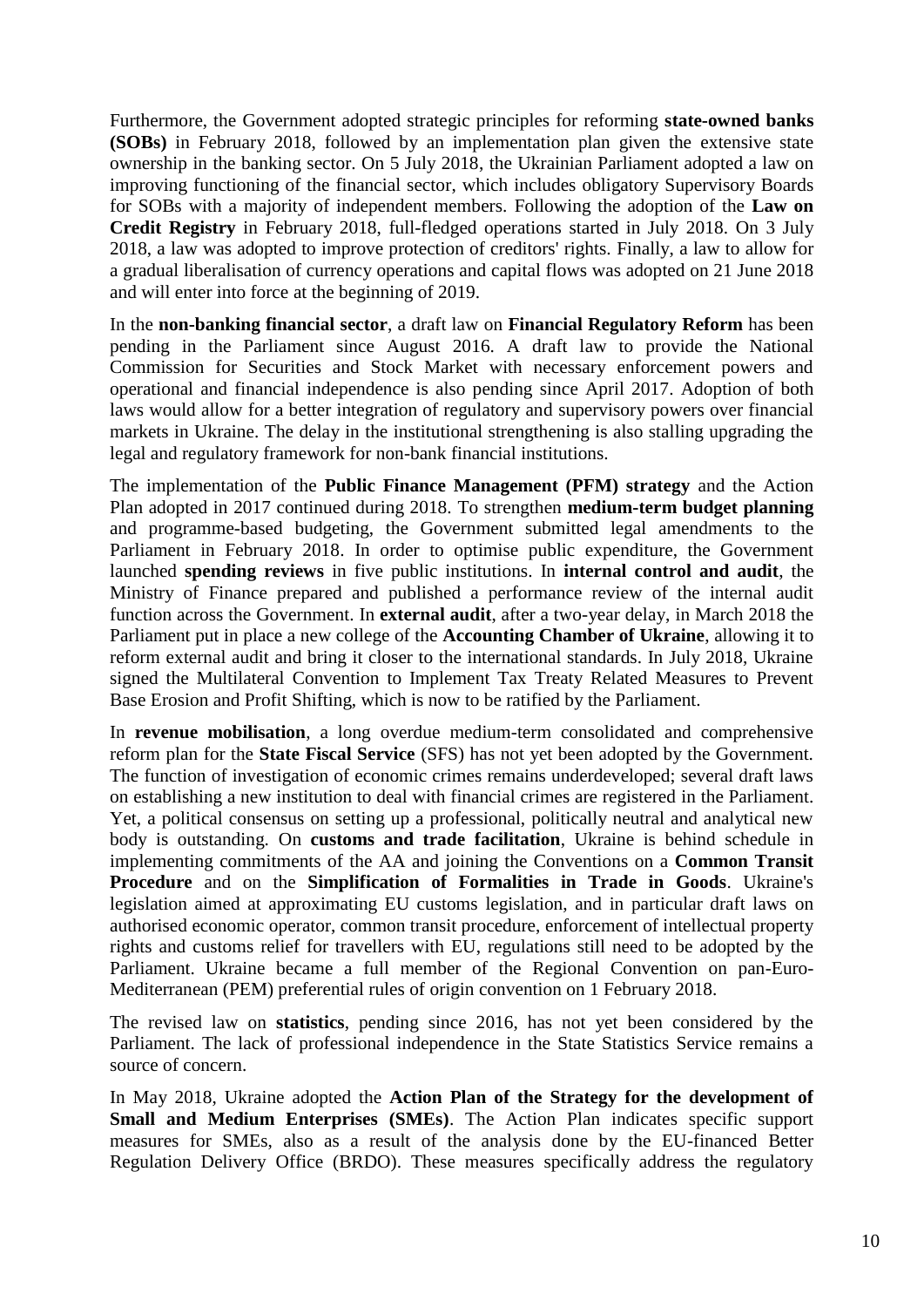Furthermore, the Government adopted strategic principles for reforming **state-owned banks (SOBs)** in February 2018, followed by an implementation plan given the extensive state ownership in the banking sector. On 5 July 2018, the Ukrainian Parliament adopted a law on improving functioning of the financial sector, which includes obligatory Supervisory Boards for SOBs with a majority of independent members. Following the adoption of the **Law on Credit Registry** in February 2018, full-fledged operations started in July 2018. On 3 July 2018, a law was adopted to improve protection of creditors' rights. Finally, a law to allow for a gradual liberalisation of currency operations and capital flows was adopted on 21 June 2018 and will enter into force at the beginning of 2019.

In the **non-banking financial sector**, a draft law on **Financial Regulatory Reform** has been pending in the Parliament since August 2016. A draft law to provide the National Commission for Securities and Stock Market with necessary enforcement powers and operational and financial independence is also pending since April 2017. Adoption of both laws would allow for a better integration of regulatory and supervisory powers over financial markets in Ukraine. The delay in the institutional strengthening is also stalling upgrading the legal and regulatory framework for non-bank financial institutions.

The implementation of the **Public Finance Management (PFM) strategy** and the Action Plan adopted in 2017 continued during 2018. To strengthen **medium-term budget planning** and programme-based budgeting, the Government submitted legal amendments to the Parliament in February 2018. In order to optimise public expenditure, the Government launched **spending reviews** in five public institutions. In **internal control and audit**, the Ministry of Finance prepared and published a performance review of the internal audit function across the Government. In **external audit**, after a two-year delay, in March 2018 the Parliament put in place a new college of the **Accounting Chamber of Ukraine**, allowing it to reform external audit and bring it closer to the international standards. In July 2018, Ukraine signed the Multilateral Convention to Implement Tax Treaty Related Measures to Prevent Base Erosion and Profit Shifting, which is now to be ratified by the Parliament.

In **revenue mobilisation**, a long overdue medium-term consolidated and comprehensive reform plan for the **State Fiscal Service** (SFS) has not yet been adopted by the Government. The function of investigation of economic crimes remains underdeveloped; several draft laws on establishing a new institution to deal with financial crimes are registered in the Parliament. Yet, a political consensus on setting up a professional, politically neutral and analytical new body is outstanding. On **customs and trade facilitation**, Ukraine is behind schedule in implementing commitments of the AA and joining the Conventions on a **Common Transit Procedure** and on the **Simplification of Formalities in Trade in Goods**. Ukraine's legislation aimed at approximating EU customs legislation, and in particular draft laws on authorised economic operator, common transit procedure, enforcement of intellectual property rights and customs relief for travellers with EU, regulations still need to be adopted by the Parliament. Ukraine became a full member of the Regional Convention on pan-Euro-Mediterranean (PEM) preferential rules of origin convention on 1 February 2018.

The revised law on **statistics**, pending since 2016, has not yet been considered by the Parliament. The lack of professional independence in the State Statistics Service remains a source of concern.

In May 2018, Ukraine adopted the **Action Plan of the Strategy for the development of Small and Medium Enterprises (SMEs)**. The Action Plan indicates specific support measures for SMEs, also as a result of the analysis done by the EU-financed Better Regulation Delivery Office (BRDO). These measures specifically address the regulatory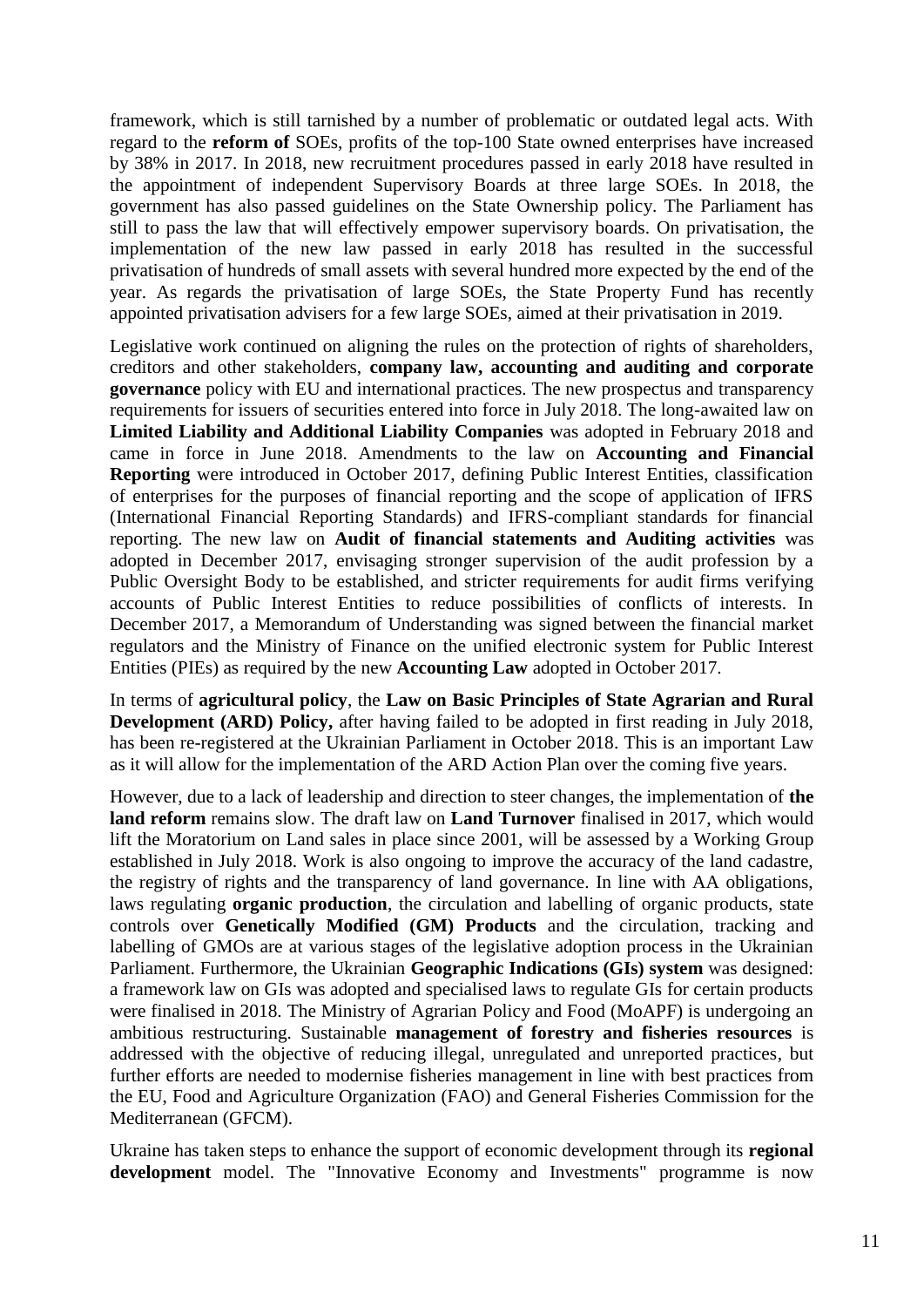framework, which is still tarnished by a number of problematic or outdated legal acts. With regard to the **reform of** SOEs, profits of the top-100 State owned enterprises have increased by 38% in 2017. In 2018, new recruitment procedures passed in early 2018 have resulted in the appointment of independent Supervisory Boards at three large SOEs. In 2018, the government has also passed guidelines on the State Ownership policy. The Parliament has still to pass the law that will effectively empower supervisory boards. On privatisation, the implementation of the new law passed in early 2018 has resulted in the successful privatisation of hundreds of small assets with several hundred more expected by the end of the year. As regards the privatisation of large SOEs, the State Property Fund has recently appointed privatisation advisers for a few large SOEs, aimed at their privatisation in 2019.

Legislative work continued on aligning the rules on the protection of rights of shareholders, creditors and other stakeholders, **company law, accounting and auditing and corporate governance** policy with EU and international practices. The new prospectus and transparency requirements for issuers of securities entered into force in July 2018. The long-awaited law on **Limited Liability and Additional Liability Companies** was adopted in February 2018 and came in force in June 2018. Amendments to the law on **Accounting and Financial Reporting** were introduced in October 2017, defining Public Interest Entities, classification of enterprises for the purposes of financial reporting and the scope of application of IFRS (International Financial Reporting Standards) and IFRS-compliant standards for financial reporting. The new law on **Audit of financial statements and Auditing activities** was adopted in December 2017, envisaging stronger supervision of the audit profession by a Public Oversight Body to be established, and stricter requirements for audit firms verifying accounts of Public Interest Entities to reduce possibilities of conflicts of interests. In December 2017, a Memorandum of Understanding was signed between the financial market regulators and the Ministry of Finance on the unified electronic system for Public Interest Entities (PIEs) as required by the new **Accounting Law** adopted in October 2017.

In terms of **agricultural policy**, the **Law on Basic Principles of State Agrarian and Rural Development (ARD) Policy,** after having failed to be adopted in first reading in July 2018, has been re-registered at the Ukrainian Parliament in October 2018. This is an important Law as it will allow for the implementation of the ARD Action Plan over the coming five years.

However, due to a lack of leadership and direction to steer changes, the implementation of **the land reform** remains slow. The draft law on **Land Turnover** finalised in 2017, which would lift the Moratorium on Land sales in place since 2001, will be assessed by a Working Group established in July 2018. Work is also ongoing to improve the accuracy of the land cadastre, the registry of rights and the transparency of land governance. In line with AA obligations, laws regulating **organic production**, the circulation and labelling of organic products, state controls over **Genetically Modified (GM) Products** and the circulation, tracking and labelling of GMOs are at various stages of the legislative adoption process in the Ukrainian Parliament. Furthermore, the Ukrainian **Geographic Indications (GIs) system** was designed: a framework law on GIs was adopted and specialised laws to regulate GIs for certain products were finalised in 2018. The Ministry of Agrarian Policy and Food (MoAPF) is undergoing an ambitious restructuring. Sustainable **management of forestry and fisheries resources** is addressed with the objective of reducing illegal, unregulated and unreported practices, but further efforts are needed to modernise fisheries management in line with best practices from the EU, Food and Agriculture Organization (FAO) and General Fisheries Commission for the Mediterranean (GFCM).

Ukraine has taken steps to enhance the support of economic development through its **regional development** model. The "Innovative Economy and Investments" programme is now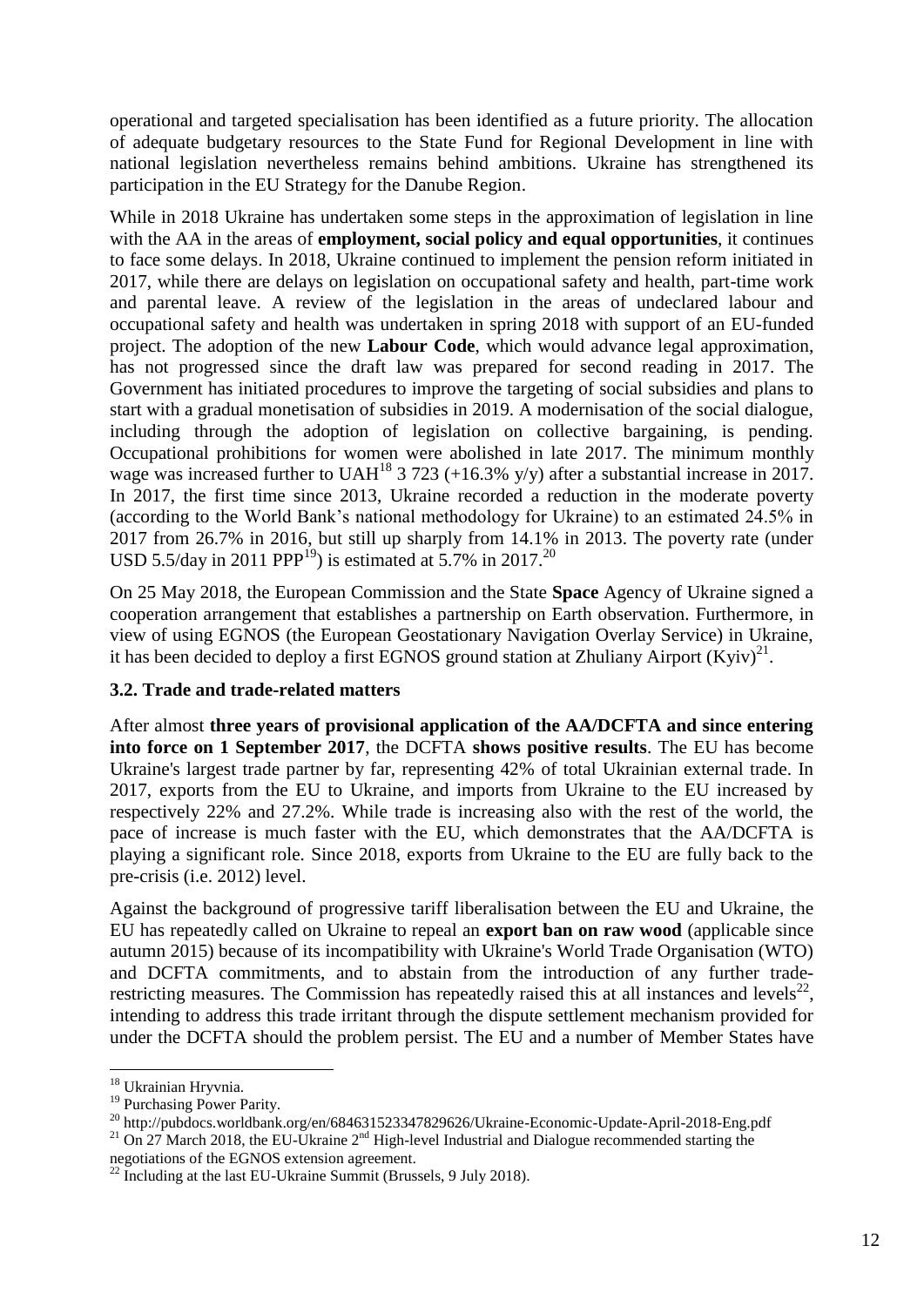operational and targeted specialisation has been identified as a future priority. The allocation of adequate budgetary resources to the State Fund for Regional Development in line with national legislation nevertheless remains behind ambitions. Ukraine has strengthened its participation in the EU Strategy for the Danube Region.

While in 2018 Ukraine has undertaken some steps in the approximation of legislation in line with the AA in the areas of **employment, social policy and equal opportunities**, it continues to face some delays. In 2018, Ukraine continued to implement the pension reform initiated in 2017, while there are delays on legislation on occupational safety and health, part-time work and parental leave. A review of the legislation in the areas of undeclared labour and occupational safety and health was undertaken in spring 2018 with support of an EU-funded project. The adoption of the new **Labour Code**, which would advance legal approximation, has not progressed since the draft law was prepared for second reading in 2017. The Government has initiated procedures to improve the targeting of social subsidies and plans to start with a gradual monetisation of subsidies in 2019. A modernisation of the social dialogue, including through the adoption of legislation on collective bargaining, is pending. Occupational prohibitions for women were abolished in late 2017. The minimum monthly wage was increased further to UAH[18] 3 723 (+16.3% y/y) after a substantial increase in 2017. In 2017, the first time since 2013, Ukraine recorded a reduction in the moderate poverty (according to the World Bank's national methodology for Ukraine) to an estimated 24.5% in 2017 from 26.7% in 2016, but still up sharply from 14.1% in 2013. The poverty rate (under USD 5.5/day in 2011 PPP[19]) is estimated at 5.7% in 2017.[20]

On 25 May 2018, the European Commission and the State **Space** Agency of Ukraine signed a cooperation arrangement that establishes a partnership on Earth observation. Furthermore, in view of using EGNOS (the European Geostationary Navigation Overlay Service) in Ukraine, it has been decided to deploy a first EGNOS ground station at Zhuliany Airport (Kyiv)[21].

### 3.2. Trade and trade-related matters

After almost **three years of provisional application of the AA/DCFTA and since entering into force on 1 September 2017**, the DCFTA **shows positive results**. The EU has become Ukraine's largest trade partner by far, representing 42% of total Ukrainian external trade. In 2017, exports from the EU to Ukraine, and imports from Ukraine to the EU increased by respectively 22% and 27.2%. While trade is increasing also with the rest of the world, the pace of increase is much faster with the EU, which demonstrates that the AA/DCFTA is playing a significant role. Since 2018, exports from Ukraine to the EU are fully back to the pre-crisis (i.e. 2012) level.

Against the background of progressive tariff liberalisation between the EU and Ukraine, the EU has repeatedly called on Ukraine to repeal an **export ban on raw wood** (applicable since autumn 2015) because of its incompatibility with Ukraine's World Trade Organisation (WTO) and DCFTA commitments, and to abstain from the introduction of any further trade-restricting measures. The Commission has repeatedly raised this at all instances and levels[22], intending to address this trade irritant through the dispute settlement mechanism provided for under the DCFTA should the problem persist. The EU and a number of Member States have

---

[18] Ukrainian Hryvnia.

[19] Purchasing Power Parity.

[20] http://pubdocs.worldbank.org/en/684631523347829626/Ukraine-Economic-Update-April-2018-Eng.pdf

[21] On 27 March 2018, the EU-Ukraine 2nd High-level Industrial and Dialogue recommended starting the negotiations of the EGNOS extension agreement.

[22] Including at the last EU-Ukraine Summit (Brussels, 9 July 2018).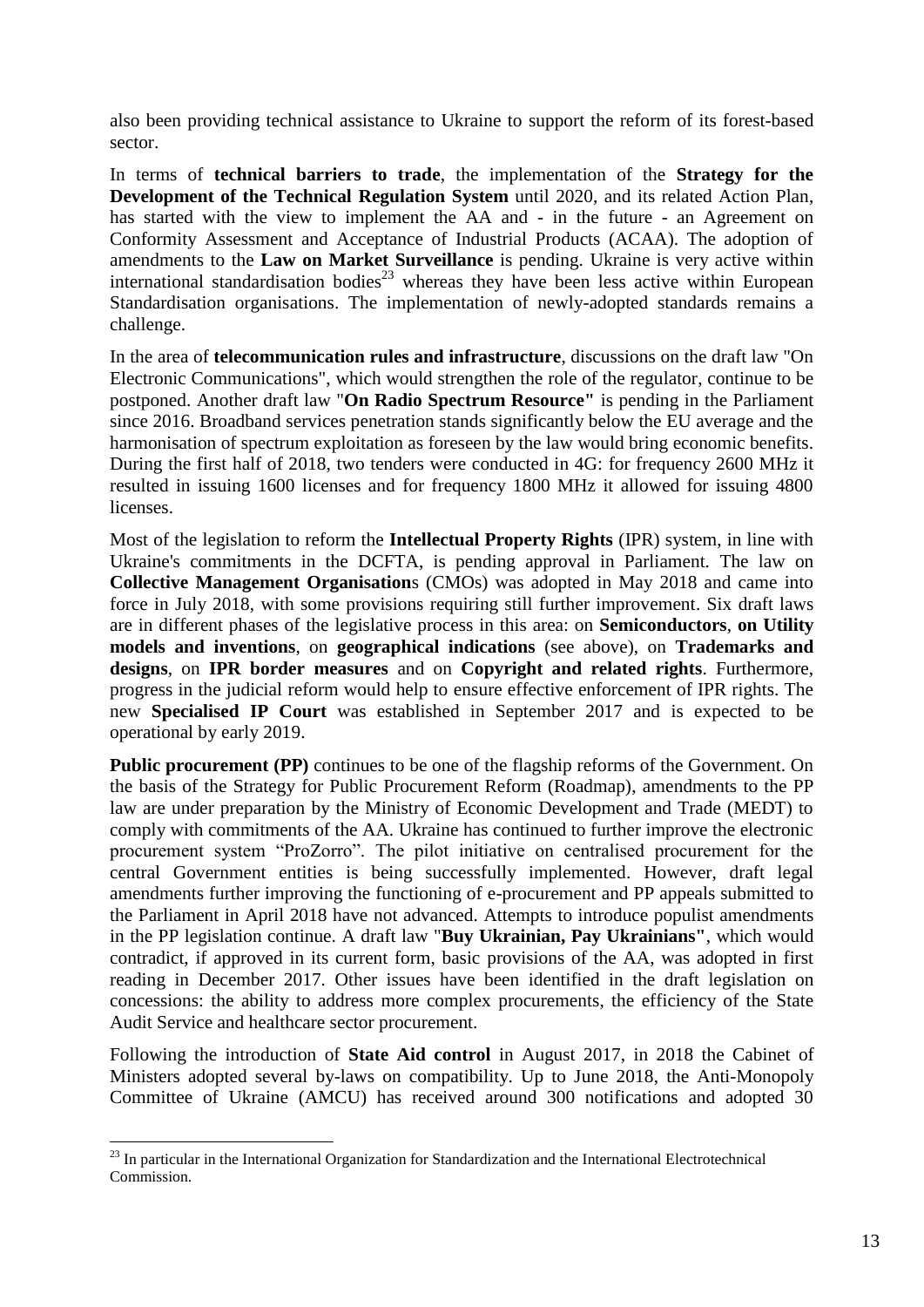also been providing technical assistance to Ukraine to support the reform of its forest-based sector.

In terms of **technical barriers to trade**, the implementation of the **Strategy for the Development of the Technical Regulation System** until 2020, and its related Action Plan, has started with the view to implement the AA and - in the future - an Agreement on Conformity Assessment and Acceptance of Industrial Products (ACAA). The adoption of amendments to the **Law on Market Surveillance** is pending. Ukraine is very active within international standardisation bodies[23] whereas they have been less active within European Standardisation organisations. The implementation of newly-adopted standards remains a challenge.

In the area of **telecommunication rules and infrastructure**, discussions on the draft law "On Electronic Communications", which would strengthen the role of the regulator, continue to be postponed. Another draft law "**On Radio Spectrum Resource"** is pending in the Parliament since 2016. Broadband services penetration stands significantly below the EU average and the harmonisation of spectrum exploitation as foreseen by the law would bring economic benefits. During the first half of 2018, two tenders were conducted in 4G: for frequency 2600 MHz it resulted in issuing 1600 licenses and for frequency 1800 MHz it allowed for issuing 4800 licenses.

Most of the legislation to reform the **Intellectual Property Rights** (IPR) system, in line with Ukraine's commitments in the DCFTA, is pending approval in Parliament. The law on **Collective Management Organisation**s (CMOs) was adopted in May 2018 and came into force in July 2018, with some provisions requiring still further improvement. Six draft laws are in different phases of the legislative process in this area: on **Semiconductors**, **on Utility models and inventions**, on **geographical indications** (see above), on **Trademarks and designs**, on **IPR border measures** and on **Copyright and related rights**. Furthermore, progress in the judicial reform would help to ensure effective enforcement of IPR rights. The new **Specialised IP Court** was established in September 2017 and is expected to be operational by early 2019.

**Public procurement (PP)** continues to be one of the flagship reforms of the Government. On the basis of the Strategy for Public Procurement Reform (Roadmap), amendments to the PP law are under preparation by the Ministry of Economic Development and Trade (MEDT) to comply with commitments of the AA. Ukraine has continued to further improve the electronic procurement system "ProZorro". The pilot initiative on centralised procurement for the central Government entities is being successfully implemented. However, draft legal amendments further improving the functioning of e-procurement and PP appeals submitted to the Parliament in April 2018 have not advanced. Attempts to introduce populist amendments in the PP legislation continue. A draft law "**Buy Ukrainian, Pay Ukrainians"**, which would contradict, if approved in its current form, basic provisions of the AA, was adopted in first reading in December 2017. Other issues have been identified in the draft legislation on concessions: the ability to address more complex procurements, the efficiency of the State Audit Service and healthcare sector procurement.

Following the introduction of **State Aid control** in August 2017, in 2018 the Cabinet of Ministers adopted several by-laws on compatibility. Up to June 2018, the Anti-Monopoly Committee of Ukraine (AMCU) has received around 300 notifications and adopted 30

[23] In particular in the International Organization for Standardization and the International Electrotechnical Commission.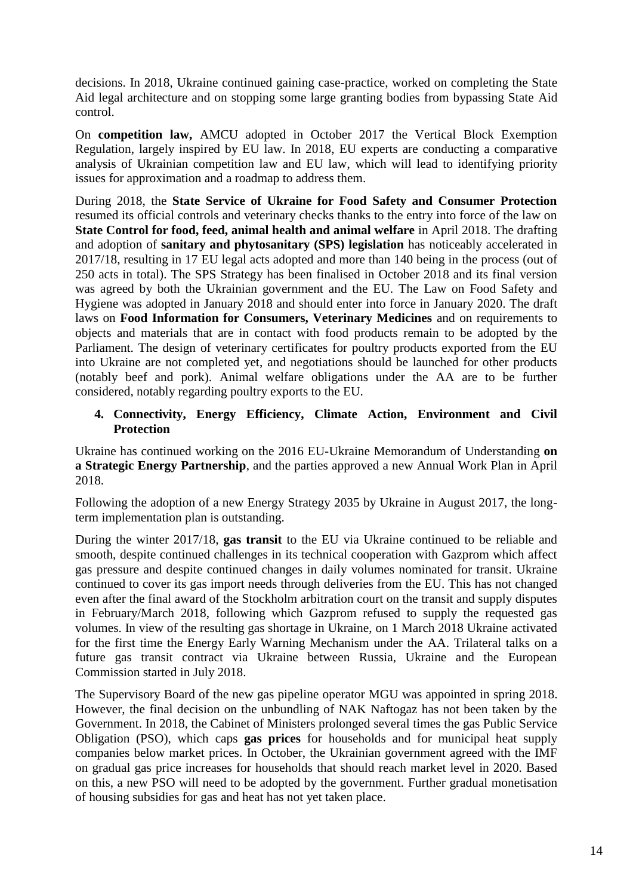decisions. In 2018, Ukraine continued gaining case-practice, worked on completing the State Aid legal architecture and on stopping some large granting bodies from bypassing State Aid control.

On **competition law,** AMCU adopted in October 2017 the Vertical Block Exemption Regulation, largely inspired by EU law. In 2018, EU experts are conducting a comparative analysis of Ukrainian competition law and EU law, which will lead to identifying priority issues for approximation and a roadmap to address them.

During 2018, the **State Service of Ukraine for Food Safety and Consumer Protection** resumed its official controls and veterinary checks thanks to the entry into force of the law on **State Control for food, feed, animal health and animal welfare** in April 2018. The drafting and adoption of **sanitary and phytosanitary (SPS) legislation** has noticeably accelerated in 2017/18, resulting in 17 EU legal acts adopted and more than 140 being in the process (out of 250 acts in total). The SPS Strategy has been finalised in October 2018 and its final version was agreed by both the Ukrainian government and the EU. The Law on Food Safety and Hygiene was adopted in January 2018 and should enter into force in January 2020. The draft laws on **Food Information for Consumers, Veterinary Medicines** and on requirements to objects and materials that are in contact with food products remain to be adopted by the Parliament. The design of veterinary certificates for poultry products exported from the EU into Ukraine are not completed yet, and negotiations should be launched for other products (notably beef and pork). Animal welfare obligations under the AA are to be further considered, notably regarding poultry exports to the EU.

#### 4. Connectivity, Energy Efficiency, Climate Action, Environment and Civil Protection

Ukraine has continued working on the 2016 EU-Ukraine Memorandum of Understanding **on a Strategic Energy Partnership**, and the parties approved a new Annual Work Plan in April 2018.

Following the adoption of a new Energy Strategy 2035 by Ukraine in August 2017, the long-term implementation plan is outstanding.

During the winter 2017/18, **gas transit** to the EU via Ukraine continued to be reliable and smooth, despite continued challenges in its technical cooperation with Gazprom which affect gas pressure and despite continued changes in daily volumes nominated for transit. Ukraine continued to cover its gas import needs through deliveries from the EU. This has not changed even after the final award of the Stockholm arbitration court on the transit and supply disputes in February/March 2018, following which Gazprom refused to supply the requested gas volumes. In view of the resulting gas shortage in Ukraine, on 1 March 2018 Ukraine activated for the first time the Energy Early Warning Mechanism under the AA. Trilateral talks on a future gas transit contract via Ukraine between Russia, Ukraine and the European Commission started in July 2018.

The Supervisory Board of the new gas pipeline operator MGU was appointed in spring 2018. However, the final decision on the unbundling of NAK Naftogaz has not been taken by the Government. In 2018, the Cabinet of Ministers prolonged several times the gas Public Service Obligation (PSO), which caps **gas prices** for households and for municipal heat supply companies below market prices. In October, the Ukrainian government agreed with the IMF on gradual gas price increases for households that should reach market level in 2020. Based on this, a new PSO will need to be adopted by the government. Further gradual monetisation of housing subsidies for gas and heat has not yet taken place.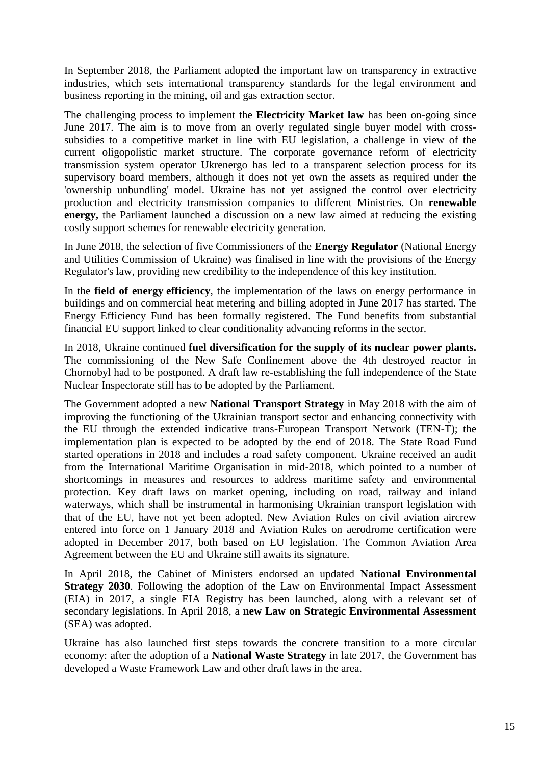In September 2018, the Parliament adopted the important law on transparency in extractive industries, which sets international transparency standards for the legal environment and business reporting in the mining, oil and gas extraction sector.

The challenging process to implement the **Electricity Market law** has been on-going since June 2017. The aim is to move from an overly regulated single buyer model with cross-subsidies to a competitive market in line with EU legislation, a challenge in view of the current oligopolistic market structure. The corporate governance reform of electricity transmission system operator Ukrenergo has led to a transparent selection process for its supervisory board members, although it does not yet own the assets as required under the 'ownership unbundling' model. Ukraine has not yet assigned the control over electricity production and electricity transmission companies to different Ministries. On **renewable energy,** the Parliament launched a discussion on a new law aimed at reducing the existing costly support schemes for renewable electricity generation.

In June 2018, the selection of five Commissioners of the **Energy Regulator** (National Energy and Utilities Commission of Ukraine) was finalised in line with the provisions of the Energy Regulator's law, providing new credibility to the independence of this key institution.

In the **field of energy efficiency**, the implementation of the laws on energy performance in buildings and on commercial heat metering and billing adopted in June 2017 has started. The Energy Efficiency Fund has been formally registered. The Fund benefits from substantial financial EU support linked to clear conditionality advancing reforms in the sector.

In 2018, Ukraine continued **fuel diversification for the supply of its nuclear power plants.** The commissioning of the New Safe Confinement above the 4th destroyed reactor in Chornobyl had to be postponed. A draft law re-establishing the full independence of the State Nuclear Inspectorate still has to be adopted by the Parliament.

The Government adopted a new **National Transport Strategy** in May 2018 with the aim of improving the functioning of the Ukrainian transport sector and enhancing connectivity with the EU through the extended indicative trans-European Transport Network (TEN-T); the implementation plan is expected to be adopted by the end of 2018. The State Road Fund started operations in 2018 and includes a road safety component. Ukraine received an audit from the International Maritime Organisation in mid-2018, which pointed to a number of shortcomings in measures and resources to address maritime safety and environmental protection. Key draft laws on market opening, including on road, railway and inland waterways, which shall be instrumental in harmonising Ukrainian transport legislation with that of the EU, have not yet been adopted. New Aviation Rules on civil aviation aircrew entered into force on 1 January 2018 and Aviation Rules on aerodrome certification were adopted in December 2017, both based on EU legislation. The Common Aviation Area Agreement between the EU and Ukraine still awaits its signature.

In April 2018, the Cabinet of Ministers endorsed an updated **National Environmental Strategy 2030**. Following the adoption of the Law on Environmental Impact Assessment (EIA) in 2017, a single EIA Registry has been launched, along with a relevant set of secondary legislations. In April 2018, a **new Law on Strategic Environmental Assessment** (SEA) was adopted.

Ukraine has also launched first steps towards the concrete transition to a more circular economy: after the adoption of a **National Waste Strategy** in late 2017, the Government has developed a Waste Framework Law and other draft laws in the area.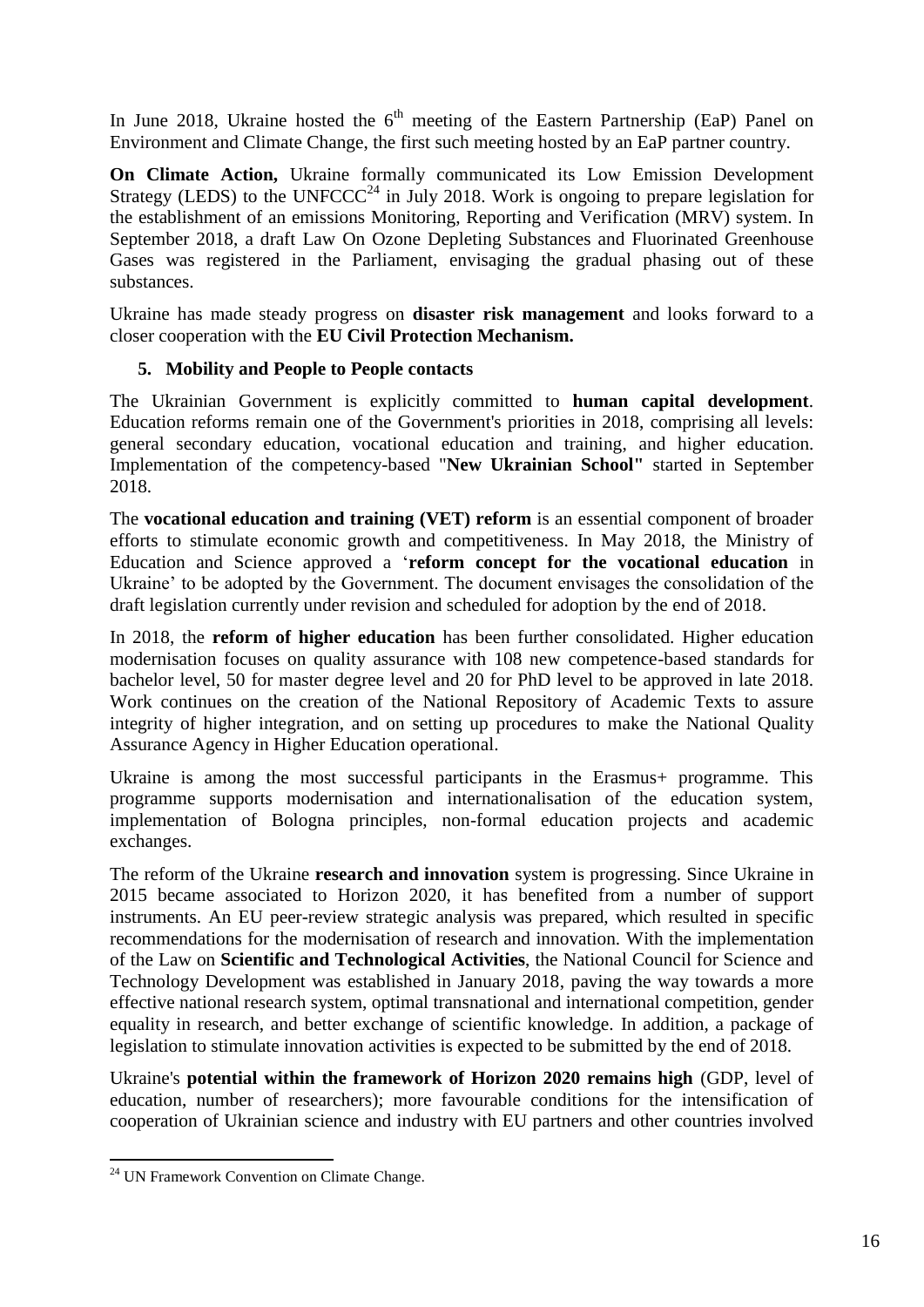In June 2018, Ukraine hosted the 6th meeting of the Eastern Partnership (EaP) Panel on Environment and Climate Change, the first such meeting hosted by an EaP partner country.

**On Climate Action,** Ukraine formally communicated its Low Emission Development Strategy (LEDS) to the UNFCCC[24] in July 2018. Work is ongoing to prepare legislation for the establishment of an emissions Monitoring, Reporting and Verification (MRV) system. In September 2018, a draft Law On Ozone Depleting Substances and Fluorinated Greenhouse Gases was registered in the Parliament, envisaging the gradual phasing out of these substances.

Ukraine has made steady progress on **disaster risk management** and looks forward to a closer cooperation with the **EU Civil Protection Mechanism.**

### 5. Mobility and People to People contacts

The Ukrainian Government is explicitly committed to **human capital development**. Education reforms remain one of the Government's priorities in 2018, comprising all levels: general secondary education, vocational education and training, and higher education. Implementation of the competency-based "**New Ukrainian School"** started in September 2018.

The **vocational education and training (VET) reform** is an essential component of broader efforts to stimulate economic growth and competitiveness. In May 2018, the Ministry of Education and Science approved a '**reform concept for the vocational education** in Ukraine' to be adopted by the Government. The document envisages the consolidation of the draft legislation currently under revision and scheduled for adoption by the end of 2018.

In 2018, the **reform of higher education** has been further consolidated. Higher education modernisation focuses on quality assurance with 108 new competence-based standards for bachelor level, 50 for master degree level and 20 for PhD level to be approved in late 2018. Work continues on the creation of the National Repository of Academic Texts to assure integrity of higher integration, and on setting up procedures to make the National Quality Assurance Agency in Higher Education operational.

Ukraine is among the most successful participants in the Erasmus+ programme. This programme supports modernisation and internationalisation of the education system, implementation of Bologna principles, non-formal education projects and academic exchanges.

The reform of the Ukraine **research and innovation** system is progressing. Since Ukraine in 2015 became associated to Horizon 2020, it has benefited from a number of support instruments. An EU peer-review strategic analysis was prepared, which resulted in specific recommendations for the modernisation of research and innovation. With the implementation of the Law on **Scientific and Technological Activities**, the National Council for Science and Technology Development was established in January 2018, paving the way towards a more effective national research system, optimal transnational and international competition, gender equality in research, and better exchange of scientific knowledge. In addition, a package of legislation to stimulate innovation activities is expected to be submitted by the end of 2018.

Ukraine's **potential within the framework of Horizon 2020 remains high** (GDP, level of education, number of researchers); more favourable conditions for the intensification of cooperation of Ukrainian science and industry with EU partners and other countries involved

[24] UN Framework Convention on Climate Change.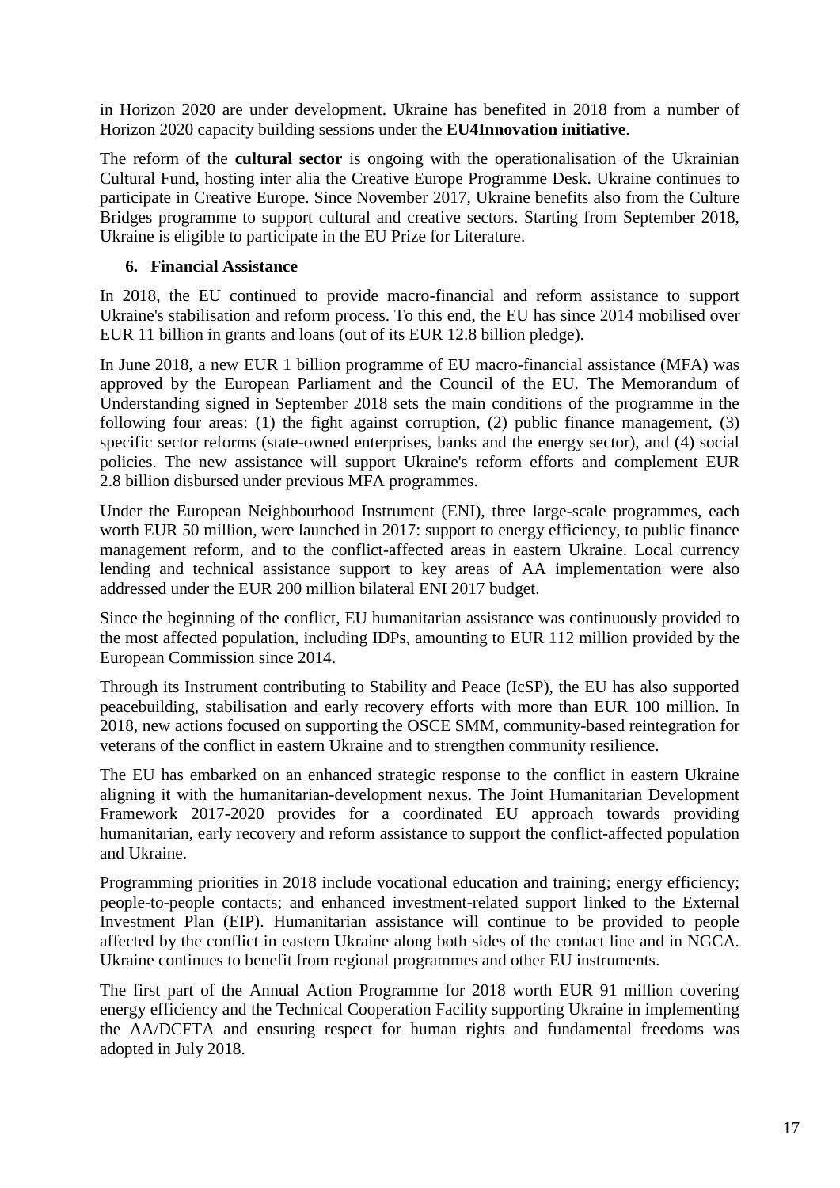in Horizon 2020 are under development. Ukraine has benefited in 2018 from a number of Horizon 2020 capacity building sessions under the **EU4Innovation initiative**.

The reform of the **cultural sector** is ongoing with the operationalisation of the Ukrainian Cultural Fund, hosting inter alia the Creative Europe Programme Desk. Ukraine continues to participate in Creative Europe. Since November 2017, Ukraine benefits also from the Culture Bridges programme to support cultural and creative sectors. Starting from September 2018, Ukraine is eligible to participate in the EU Prize for Literature.

## 6. Financial Assistance

In 2018, the EU continued to provide macro-financial and reform assistance to support Ukraine's stabilisation and reform process. To this end, the EU has since 2014 mobilised over EUR 11 billion in grants and loans (out of its EUR 12.8 billion pledge).

In June 2018, a new EUR 1 billion programme of EU macro-financial assistance (MFA) was approved by the European Parliament and the Council of the EU. The Memorandum of Understanding signed in September 2018 sets the main conditions of the programme in the following four areas: (1) the fight against corruption, (2) public finance management, (3) specific sector reforms (state-owned enterprises, banks and the energy sector), and (4) social policies. The new assistance will support Ukraine's reform efforts and complement EUR 2.8 billion disbursed under previous MFA programmes.

Under the European Neighbourhood Instrument (ENI), three large-scale programmes, each worth EUR 50 million, were launched in 2017: support to energy efficiency, to public finance management reform, and to the conflict-affected areas in eastern Ukraine. Local currency lending and technical assistance support to key areas of AA implementation were also addressed under the EUR 200 million bilateral ENI 2017 budget.

Since the beginning of the conflict, EU humanitarian assistance was continuously provided to the most affected population, including IDPs, amounting to EUR 112 million provided by the European Commission since 2014.

Through its Instrument contributing to Stability and Peace (IcSP), the EU has also supported peacebuilding, stabilisation and early recovery efforts with more than EUR 100 million. In 2018, new actions focused on supporting the OSCE SMM, community-based reintegration for veterans of the conflict in eastern Ukraine and to strengthen community resilience.

The EU has embarked on an enhanced strategic response to the conflict in eastern Ukraine aligning it with the humanitarian-development nexus. The Joint Humanitarian Development Framework 2017-2020 provides for a coordinated EU approach towards providing humanitarian, early recovery and reform assistance to support the conflict-affected population and Ukraine.

Programming priorities in 2018 include vocational education and training; energy efficiency; people-to-people contacts; and enhanced investment-related support linked to the External Investment Plan (EIP). Humanitarian assistance will continue to be provided to people affected by the conflict in eastern Ukraine along both sides of the contact line and in NGCA. Ukraine continues to benefit from regional programmes and other EU instruments.

The first part of the Annual Action Programme for 2018 worth EUR 91 million covering energy efficiency and the Technical Cooperation Facility supporting Ukraine in implementing the AA/DCFTA and ensuring respect for human rights and fundamental freedoms was adopted in July 2018.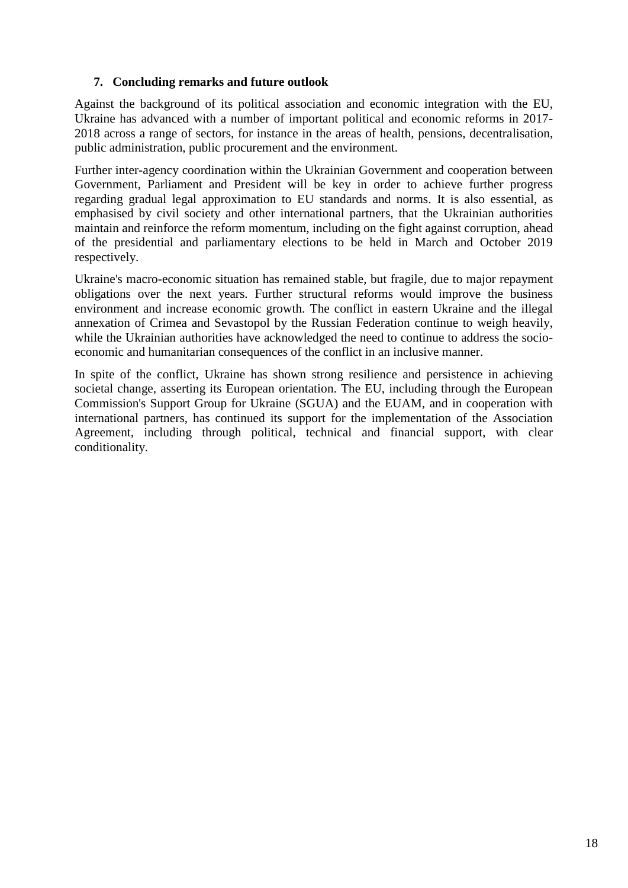## 7. Concluding remarks and future outlook

Against the background of its political association and economic integration with the EU, Ukraine has advanced with a number of important political and economic reforms in 2017-2018 across a range of sectors, for instance in the areas of health, pensions, decentralisation, public administration, public procurement and the environment.

Further inter-agency coordination within the Ukrainian Government and cooperation between Government, Parliament and President will be key in order to achieve further progress regarding gradual legal approximation to EU standards and norms. It is also essential, as emphasised by civil society and other international partners, that the Ukrainian authorities maintain and reinforce the reform momentum, including on the fight against corruption, ahead of the presidential and parliamentary elections to be held in March and October 2019 respectively.

Ukraine's macro-economic situation has remained stable, but fragile, due to major repayment obligations over the next years. Further structural reforms would improve the business environment and increase economic growth. The conflict in eastern Ukraine and the illegal annexation of Crimea and Sevastopol by the Russian Federation continue to weigh heavily, while the Ukrainian authorities have acknowledged the need to continue to address the socio-economic and humanitarian consequences of the conflict in an inclusive manner.

In spite of the conflict, Ukraine has shown strong resilience and persistence in achieving societal change, asserting its European orientation. The EU, including through the European Commission's Support Group for Ukraine (SGUA) and the EUAM, and in cooperation with international partners, has continued its support for the implementation of the Association Agreement, including through political, technical and financial support, with clear conditionality.